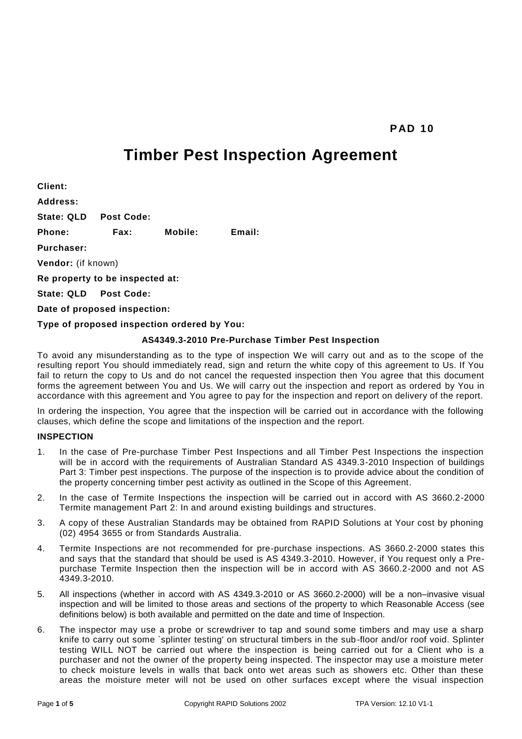**PAD 10**

# Timber Pest Inspection Agreement

**Client:**

**Address:**

**State: QLD   Post Code:**

**Phone:   Fax:   Mobile:   Email:**

**Purchaser:**

**Vendor:** (if known)

**Re property to be inspected at:**

**State: QLD   Post Code:**

**Date of proposed inspection:**

**Type of proposed inspection ordered by You:**

**AS4349.3-2010 Pre-Purchase Timber Pest Inspection**

To avoid any misunderstanding as to the type of inspection We will carry out and as to the scope of the resulting report You should immediately read, sign and return the white copy of this agreement to Us. If You fail to return the copy to Us and do not cancel the requested inspection then You agree that this document forms the agreement between You and Us. We will carry out the inspection and report as ordered by You in accordance with this agreement and You agree to pay for the inspection and report on delivery of the report.

In ordering the inspection, You agree that the inspection will be carried out in accordance with the following clauses, which define the scope and limitations of the inspection and the report.

### INSPECTION

1. In the case of Pre-purchase Timber Pest Inspections and all Timber Pest Inspections the inspection will be in accord with the requirements of Australian Standard AS 4349.3-2010 Inspection of buildings Part 3: Timber pest inspections. The purpose of the inspection is to provide advice about the condition of the property concerning timber pest activity as outlined in the Scope of this Agreement.
2. In the case of Termite Inspections the inspection will be carried out in accord with AS 3660.2-2000 Termite management Part 2: In and around existing buildings and structures.
3. A copy of these Australian Standards may be obtained from RAPID Solutions at Your cost by phoning (02) 4954 3655 or from Standards Australia.
4. Termite Inspections are not recommended for pre-purchase inspections. AS 3660.2-2000 states this and says that the standard that should be used is AS 4349.3-2010. However, if You request only a Pre-purchase Termite Inspection then the inspection will be in accord with AS 3660.2-2000 and not AS 4349.3-2010.
5. All inspections (whether in accord with AS 4349.3-2010 or AS 3660.2-2000) will be a non–invasive visual inspection and will be limited to those areas and sections of the property to which Reasonable Access (see definitions below) is both available and permitted on the date and time of Inspection.
6. The inspector may use a probe or screwdriver to tap and sound some timbers and may use a sharp knife to carry out some `splinter testing' on structural timbers in the sub-floor and/or roof void. Splinter testing WILL NOT be carried out where the inspection is being carried out for a Client who is a purchaser and not the owner of the property being inspected. The inspector may use a moisture meter to check moisture levels in walls that back onto wet areas such as showers etc. Other than these areas the moisture meter will not be used on other surfaces except where the visual inspection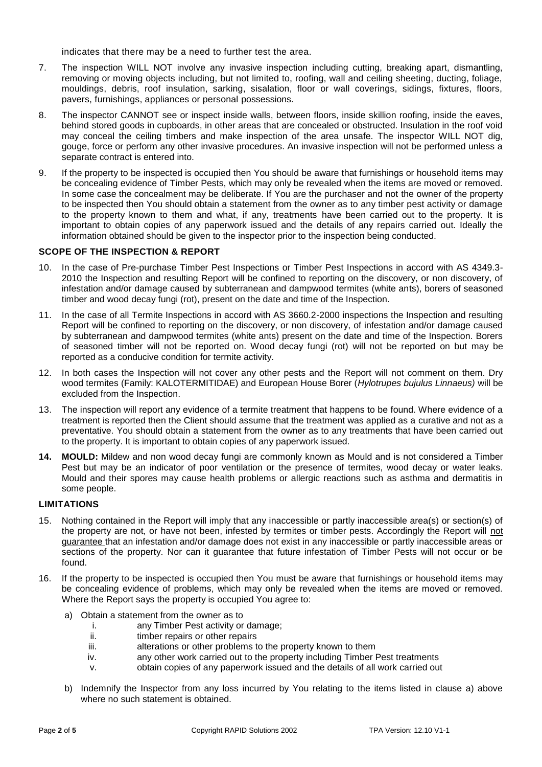indicates that there may be a need to further test the area.

7. The inspection WILL NOT involve any invasive inspection including cutting, breaking apart, dismantling, removing or moving objects including, but not limited to, roofing, wall and ceiling sheeting, ducting, foliage, mouldings, debris, roof insulation, sarking, sisalation, floor or wall coverings, sidings, fixtures, floors, pavers, furnishings, appliances or personal possessions.
8. The inspector CANNOT see or inspect inside walls, between floors, inside skillion roofing, inside the eaves, behind stored goods in cupboards, in other areas that are concealed or obstructed. Insulation in the roof void may conceal the ceiling timbers and make inspection of the area unsafe. The inspector WILL NOT dig, gouge, force or perform any other invasive procedures. An invasive inspection will not be performed unless a separate contract is entered into.
9. If the property to be inspected is occupied then You should be aware that furnishings or household items may be concealing evidence of Timber Pests, which may only be revealed when the items are moved or removed. In some case the concealment may be deliberate. If You are the purchaser and not the owner of the property to be inspected then You should obtain a statement from the owner as to any timber pest activity or damage to the property known to them and what, if any, treatments have been carried out to the property. It is important to obtain copies of any paperwork issued and the details of any repairs carried out. Ideally the information obtained should be given to the inspector prior to the inspection being conducted.

**SCOPE OF THE INSPECTION & REPORT**

10. In the case of Pre-purchase Timber Pest Inspections or Timber Pest Inspections in accord with AS 4349.3-2010 the Inspection and resulting Report will be confined to reporting on the discovery, or non discovery, of infestation and/or damage caused by subterranean and dampwood termites (white ants), borers of seasoned timber and wood decay fungi (rot), present on the date and time of the Inspection.
11. In the case of all Termite Inspections in accord with AS 3660.2-2000 inspections the Inspection and resulting Report will be confined to reporting on the discovery, or non discovery, of infestation and/or damage caused by subterranean and dampwood termites (white ants) present on the date and time of the Inspection. Borers of seasoned timber will not be reported on. Wood decay fungi (rot) will not be reported on but may be reported as a conducive condition for termite activity.
12. In both cases the Inspection will not cover any other pests and the Report will not comment on them. Dry wood termites (Family: KALOTERMITIDAE) and European House Borer (*Hylotrupes bujulus Linnaeus)* will be excluded from the Inspection.
13. The inspection will report any evidence of a termite treatment that happens to be found. Where evidence of a treatment is reported then the Client should assume that the treatment was applied as a curative and not as a preventative. You should obtain a statement from the owner as to any treatments that have been carried out to the property. It is important to obtain copies of any paperwork issued.
14. **MOULD:** Mildew and non wood decay fungi are commonly known as Mould and is not considered a Timber Pest but may be an indicator of poor ventilation or the presence of termites, wood decay or water leaks. Mould and their spores may cause health problems or allergic reactions such as asthma and dermatitis in some people.

**LIMITATIONS**

15. Nothing contained in the Report will imply that any inaccessible or partly inaccessible area(s) or section(s) of the property are not, or have not been, infested by termites or timber pests. Accordingly the Report will not guarantee that an infestation and/or damage does not exist in any inaccessible or partly inaccessible areas or sections of the property. Nor can it guarantee that future infestation of Timber Pests will not occur or be found.
16. If the property to be inspected is occupied then You must be aware that furnishings or household items may be concealing evidence of problems, which may only be revealed when the items are moved or removed. Where the Report says the property is occupied You agree to:
    a) Obtain a statement from the owner as to
        i. any Timber Pest activity or damage;
        ii. timber repairs or other repairs
        iii. alterations or other problems to the property known to them
        iv. any other work carried out to the property including Timber Pest treatments
        v. obtain copies of any paperwork issued and the details of all work carried out
    b) Indemnify the Inspector from any loss incurred by You relating to the items listed in clause a) above where no such statement is obtained.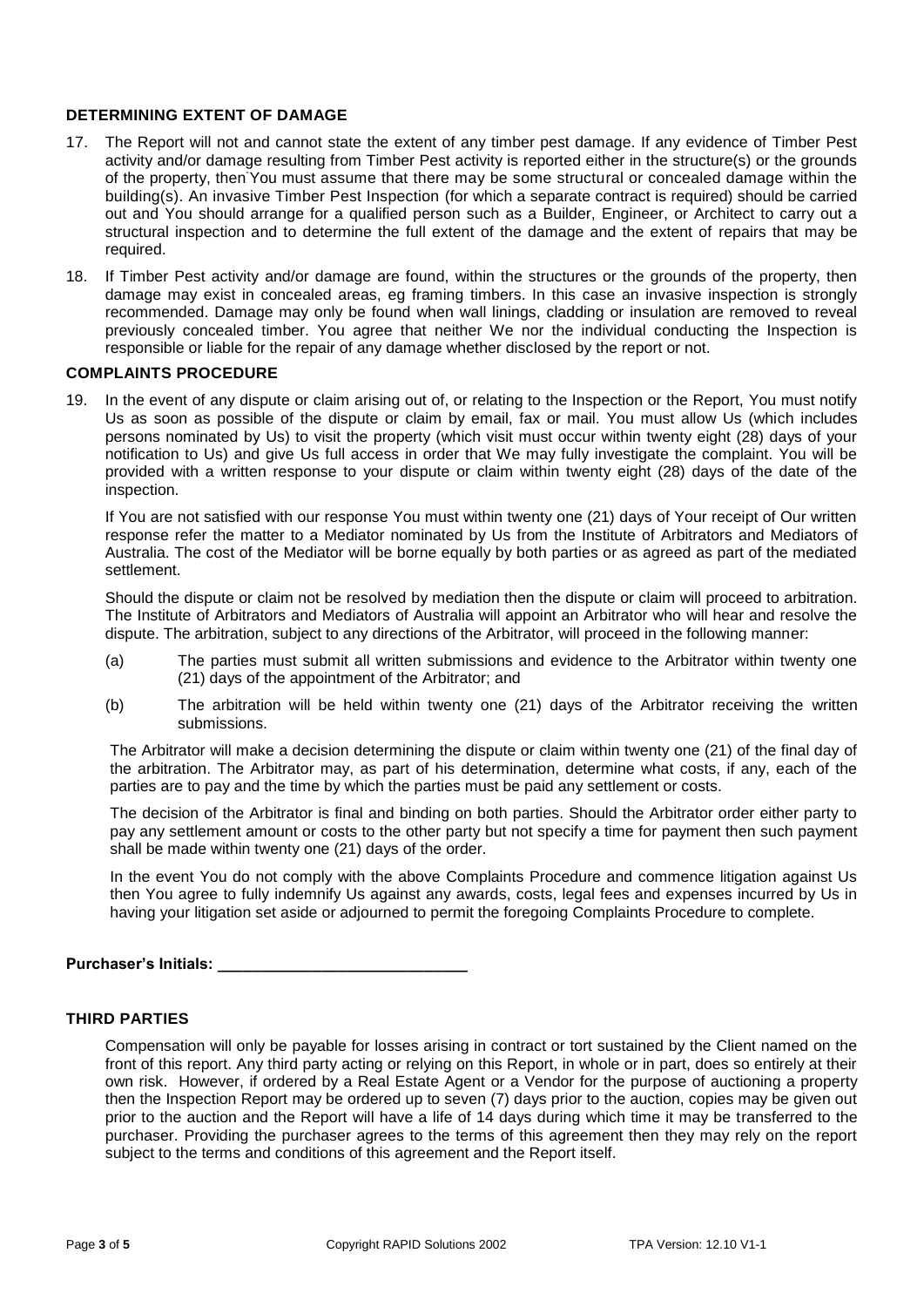### DETERMINING EXTENT OF DAMAGE

17. The Report will not and cannot state the extent of any timber pest damage. If any evidence of Timber Pest activity and/or damage resulting from Timber Pest activity is reported either in the structure(s) or the grounds of the property, then You must assume that there may be some structural or concealed damage within the building(s). An invasive Timber Pest Inspection (for which a separate contract is required) should be carried out and You should arrange for a qualified person such as a Builder, Engineer, or Architect to carry out a structural inspection and to determine the full extent of the damage and the extent of repairs that may be required.

18. If Timber Pest activity and/or damage are found, within the structures or the grounds of the property, then damage may exist in concealed areas, eg framing timbers. In this case an invasive inspection is strongly recommended. Damage may only be found when wall linings, cladding or insulation are removed to reveal previously concealed timber. You agree that neither We nor the individual conducting the Inspection is responsible or liable for the repair of any damage whether disclosed by the report or not.

### COMPLAINTS PROCEDURE

19. In the event of any dispute or claim arising out of, or relating to the Inspection or the Report, You must notify Us as soon as possible of the dispute or claim by email, fax or mail. You must allow Us (which includes persons nominated by Us) to visit the property (which visit must occur within twenty eight (28) days of your notification to Us) and give Us full access in order that We may fully investigate the complaint. You will be provided with a written response to your dispute or claim within twenty eight (28) days of the date of the inspection.

    If You are not satisfied with our response You must within twenty one (21) days of Your receipt of Our written response refer the matter to a Mediator nominated by Us from the Institute of Arbitrators and Mediators of Australia. The cost of the Mediator will be borne equally by both parties or as agreed as part of the mediated settlement.

    Should the dispute or claim not be resolved by mediation then the dispute or claim will proceed to arbitration. The Institute of Arbitrators and Mediators of Australia will appoint an Arbitrator who will hear and resolve the dispute. The arbitration, subject to any directions of the Arbitrator, will proceed in the following manner:

    (a) The parties must submit all written submissions and evidence to the Arbitrator within twenty one (21) days of the appointment of the Arbitrator; and

    (b) The arbitration will be held within twenty one (21) days of the Arbitrator receiving the written submissions.

    The Arbitrator will make a decision determining the dispute or claim within twenty one (21) of the final day of the arbitration. The Arbitrator may, as part of his determination, determine what costs, if any, each of the parties are to pay and the time by which the parties must be paid any settlement or costs.

    The decision of the Arbitrator is final and binding on both parties. Should the Arbitrator order either party to pay any settlement amount or costs to the other party but not specify a time for payment then such payment shall be made within twenty one (21) days of the order.

    In the event You do not comply with the above Complaints Procedure and commence litigation against Us then You agree to fully indemnify Us against any awards, costs, legal fees and expenses incurred by Us in having your litigation set aside or adjourned to permit the foregoing Complaints Procedure to complete.

**Purchaser's Initials: \_\_\_\_\_\_\_\_\_\_\_\_\_\_\_\_\_\_\_\_\_\_\_\_\_\_\_\_**

### THIRD PARTIES

Compensation will only be payable for losses arising in contract or tort sustained by the Client named on the front of this report. Any third party acting or relying on this Report, in whole or in part, does so entirely at their own risk. However, if ordered by a Real Estate Agent or a Vendor for the purpose of auctioning a property then the Inspection Report may be ordered up to seven (7) days prior to the auction, copies may be given out prior to the auction and the Report will have a life of 14 days during which time it may be transferred to the purchaser. Providing the purchaser agrees to the terms of this agreement then they may rely on the report subject to the terms and conditions of this agreement and the Report itself.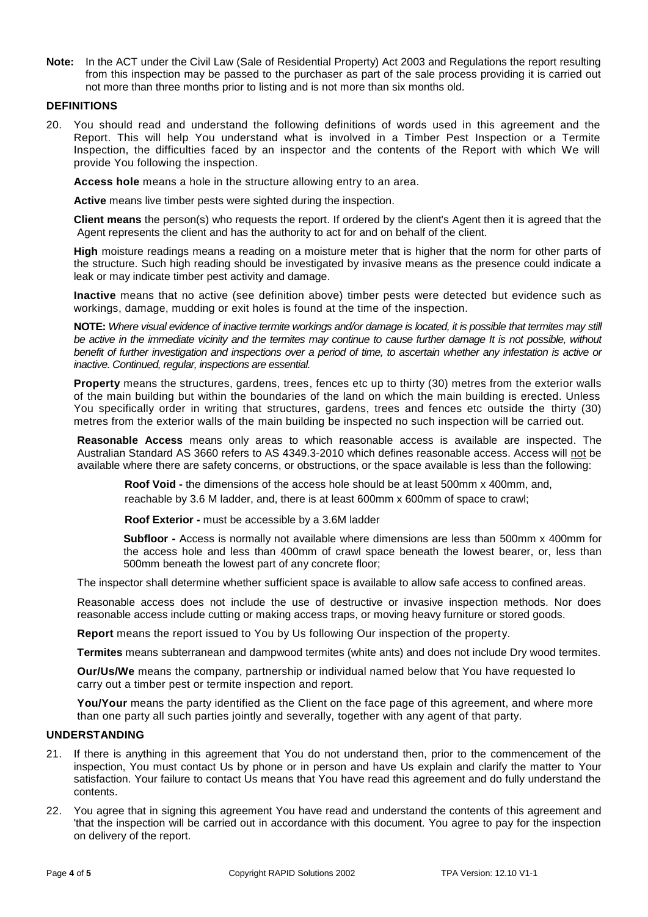**Note:** In the ACT under the Civil Law (Sale of Residential Property) Act 2003 and Regulations the report resulting from this inspection may be passed to the purchaser as part of the sale process providing it is carried out not more than three months prior to listing and is not more than six months old.

### DEFINITIONS

20. You should read and understand the following definitions of words used in this agreement and the Report. This will help You understand what is involved in a Timber Pest Inspection or a Termite Inspection, the difficulties faced by an inspector and the contents of the Report with which We will provide You following the inspection.

**Access hole** means a hole in the structure allowing entry to an area.

**Active** means live timber pests were sighted during the inspection.

**Client means** the person(s) who requests the report. If ordered by the client's Agent then it is agreed that the Agent represents the client and has the authority to act for and on behalf of the client.

**High** moisture readings means a reading on a moisture meter that is higher that the norm for other parts of the structure. Such high reading should be investigated by invasive means as the presence could indicate a leak or may indicate timber pest activity and damage.

**Inactive** means that no active (see definition above) timber pests were detected but evidence such as workings, damage, mudding or exit holes is found at the time of the inspection.

**NOTE:** *Where visual evidence of inactive termite workings and/or damage is located, it is possible that termites may still be active in the immediate vicinity and the termites may continue to cause further damage It is not possible, without benefit of further investigation and inspections over a period of time, to ascertain whether any infestation is active or inactive. Continued, regular, inspections are essential.*

**Property** means the structures, gardens, trees, fences etc up to thirty (30) metres from the exterior walls of the main building but within the boundaries of the land on which the main building is erected. Unless You specifically order in writing that structures, gardens, trees and fences etc outside the thirty (30) metres from the exterior walls of the main building be inspected no such inspection will be carried out.

**Reasonable Access** means only areas to which reasonable access is available are inspected. The Australian Standard AS 3660 refers to AS 4349.3-2010 which defines reasonable access. Access will not be available where there are safety concerns, or obstructions, or the space available is less than the following:

> **Roof Void -** the dimensions of the access hole should be at least 500mm x 400mm, and, reachable by 3.6 M ladder, and, there is at least 600mm x 600mm of space to crawl;
>
> **Roof Exterior -** must be accessible by a 3.6M ladder
>
> **Subfloor -** Access is normally not available where dimensions are less than 500mm x 400mm for the access hole and less than 400mm of crawl space beneath the lowest bearer, or, less than 500mm beneath the lowest part of any concrete floor;

The inspector shall determine whether sufficient space is available to allow safe access to confined areas.

Reasonable access does not include the use of destructive or invasive inspection methods. Nor does reasonable access include cutting or making access traps, or moving heavy furniture or stored goods.

**Report** means the report issued to You by Us following Our inspection of the property.

**Termites** means subterranean and dampwood termites (white ants) and does not include Dry wood termites.

**Our/Us/We** means the company, partnership or individual named below that You have requested lo carry out a timber pest or termite inspection and report.

**You/Your** means the party identified as the Client on the face page of this agreement, and where more than one party all such parties jointly and severally, together with any agent of that party.

### UNDERSTANDING

21. If there is anything in this agreement that You do not understand then, prior to the commencement of the inspection, You must contact Us by phone or in person and have Us explain and clarify the matter to Your satisfaction. Your failure to contact Us means that You have read this agreement and do fully understand the contents.

22. You agree that in signing this agreement You have read and understand the contents of this agreement and 'that the inspection will be carried out in accordance with this document. You agree to pay for the inspection on delivery of the report.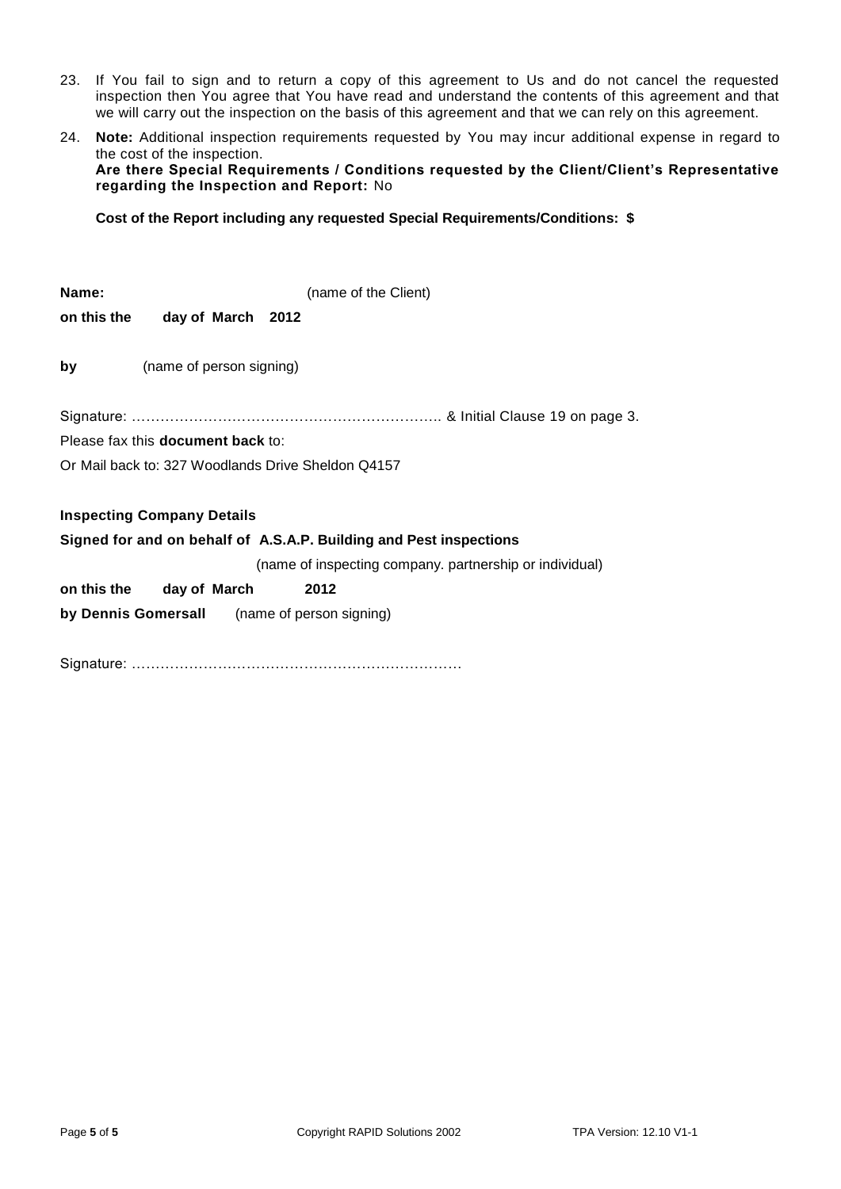23. If You fail to sign and to return a copy of this agreement to Us and do not cancel the requested inspection then You agree that You have read and understand the contents of this agreement and that we will carry out the inspection on the basis of this agreement and that we can rely on this agreement.

24. **Note:** Additional inspection requirements requested by You may incur additional expense in regard to the cost of the inspection.
    **Are there Special Requirements / Conditions requested by the Client/Client's Representative regarding the Inspection and Report:** No

    **Cost of the Report including any requested Special Requirements/Conditions: $**

**Name:** (name of the Client)

**on this the day of March 2012**

**by** (name of person signing)

Signature: ……………………………………………………….. & Initial Clause 19 on page 3.

Please fax this **document back** to:

Or Mail back to: 327 Woodlands Drive Sheldon Q4157

**Inspecting Company Details**

**Signed for and on behalf of A.S.A.P. Building and Pest inspections**

(name of inspecting company. partnership or individual)

**on this the day of March 2012**

**by Dennis Gomersall** (name of person signing)

Signature: ……………………………………………………………